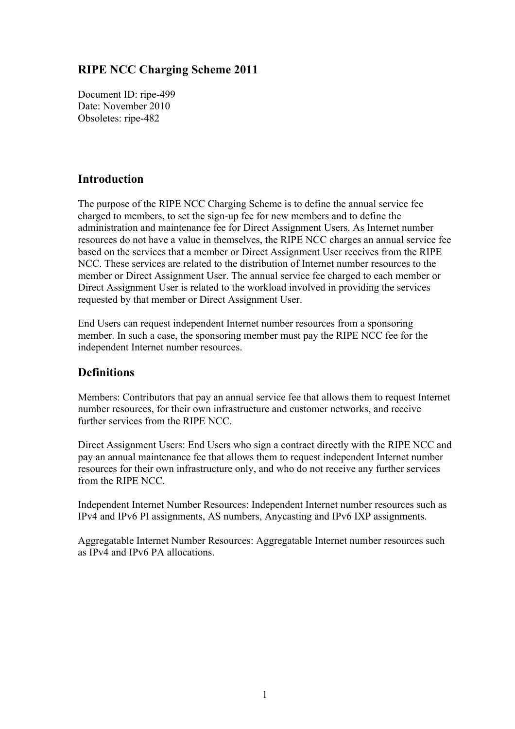# RIPE NCC Charging Scheme 2011

Document ID: ripe-499
Date: November 2010
Obsoletes: ripe-482

## Introduction

The purpose of the RIPE NCC Charging Scheme is to define the annual service fee charged to members, to set the sign-up fee for new members and to define the administration and maintenance fee for Direct Assignment Users. As Internet number resources do not have a value in themselves, the RIPE NCC charges an annual service fee based on the services that a member or Direct Assignment User receives from the RIPE NCC. These services are related to the distribution of Internet number resources to the member or Direct Assignment User. The annual service fee charged to each member or Direct Assignment User is related to the workload involved in providing the services requested by that member or Direct Assignment User.

End Users can request independent Internet number resources from a sponsoring member. In such a case, the sponsoring member must pay the RIPE NCC fee for the independent Internet number resources.

## Definitions

Members: Contributors that pay an annual service fee that allows them to request Internet number resources, for their own infrastructure and customer networks, and receive further services from the RIPE NCC.

Direct Assignment Users: End Users who sign a contract directly with the RIPE NCC and pay an annual maintenance fee that allows them to request independent Internet number resources for their own infrastructure only, and who do not receive any further services from the RIPE NCC.

Independent Internet Number Resources: Independent Internet number resources such as IPv4 and IPv6 PI assignments, AS numbers, Anycasting and IPv6 IXP assignments.

Aggregatable Internet Number Resources: Aggregatable Internet number resources such as IPv4 and IPv6 PA allocations.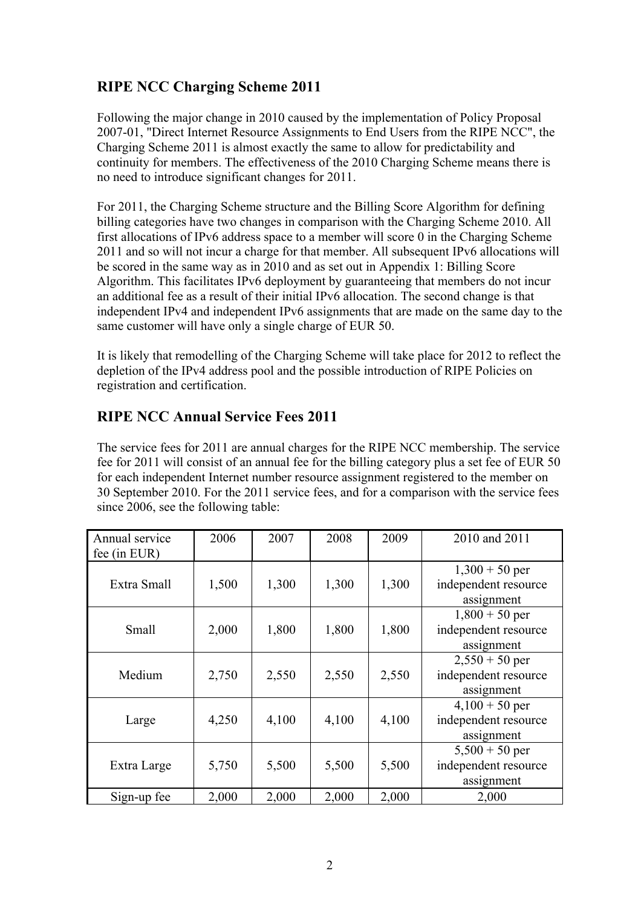## RIPE NCC Charging Scheme 2011

Following the major change in 2010 caused by the implementation of Policy Proposal 2007-01, "Direct Internet Resource Assignments to End Users from the RIPE NCC", the Charging Scheme 2011 is almost exactly the same to allow for predictability and continuity for members. The effectiveness of the 2010 Charging Scheme means there is no need to introduce significant changes for 2011.

For 2011, the Charging Scheme structure and the Billing Score Algorithm for defining billing categories have two changes in comparison with the Charging Scheme 2010. All first allocations of IPv6 address space to a member will score 0 in the Charging Scheme 2011 and so will not incur a charge for that member. All subsequent IPv6 allocations will be scored in the same way as in 2010 and as set out in Appendix 1: Billing Score Algorithm. This facilitates IPv6 deployment by guaranteeing that members do not incur an additional fee as a result of their initial IPv6 allocation. The second change is that independent IPv4 and independent IPv6 assignments that are made on the same day to the same customer will have only a single charge of EUR 50.

It is likely that remodelling of the Charging Scheme will take place for 2012 to reflect the depletion of the IPv4 address pool and the possible introduction of RIPE Policies on registration and certification.

## RIPE NCC Annual Service Fees 2011

The service fees for 2011 are annual charges for the RIPE NCC membership. The service fee for 2011 will consist of an annual fee for the billing category plus a set fee of EUR 50 for each independent Internet number resource assignment registered to the member on 30 September 2010. For the 2011 service fees, and for a comparison with the service fees since 2006, see the following table:

| Annual service fee (in EUR) | 2006 | 2007 | 2008 | 2009 | 2010 and 2011 |
|---|---|---|---|---|---|
| Extra Small | 1,500 | 1,300 | 1,300 | 1,300 | 1,300 + 50 per independent resource assignment |
| Small | 2,000 | 1,800 | 1,800 | 1,800 | 1,800 + 50 per independent resource assignment |
| Medium | 2,750 | 2,550 | 2,550 | 2,550 | 2,550 + 50 per independent resource assignment |
| Large | 4,250 | 4,100 | 4,100 | 4,100 | 4,100 + 50 per independent resource assignment |
| Extra Large | 5,750 | 5,500 | 5,500 | 5,500 | 5,500 + 50 per independent resource assignment |
| Sign-up fee | 2,000 | 2,000 | 2,000 | 2,000 | 2,000 |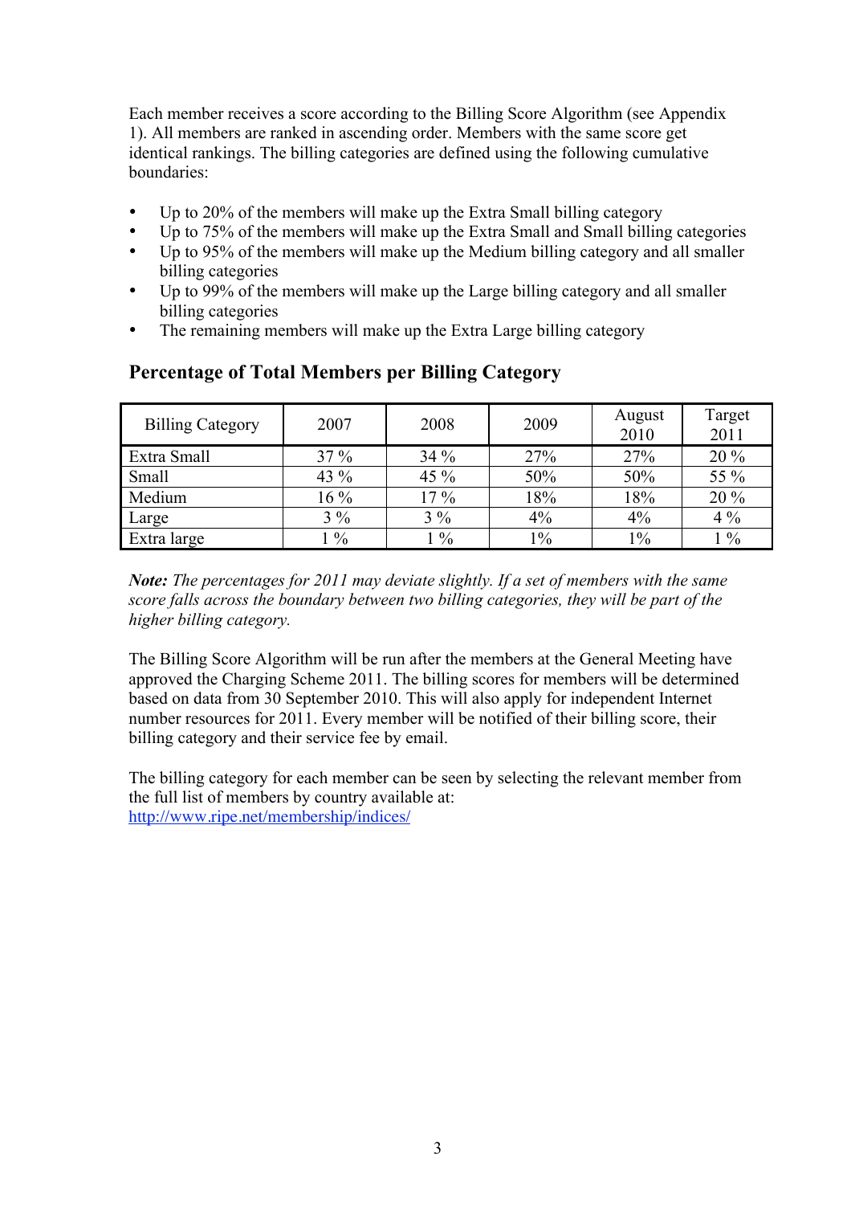Each member receives a score according to the Billing Score Algorithm (see Appendix 1). All members are ranked in ascending order. Members with the same score get identical rankings. The billing categories are defined using the following cumulative boundaries:

- Up to 20% of the members will make up the Extra Small billing category
- Up to 75% of the members will make up the Extra Small and Small billing categories
- Up to 95% of the members will make up the Medium billing category and all smaller billing categories
- Up to 99% of the members will make up the Large billing category and all smaller billing categories
- The remaining members will make up the Extra Large billing category

## Percentage of Total Members per Billing Category

| Billing Category | 2007 | 2008 | 2009 | August 2010 | Target 2011 |
|---|---|---|---|---|---|
| Extra Small | 37 % | 34 % | 27% | 27% | 20 % |
| Small | 43 % | 45 % | 50% | 50% | 55 % |
| Medium | 16 % | 17 % | 18% | 18% | 20 % |
| Large | 3 % | 3 % | 4% | 4% | 4 % |
| Extra large | 1 % | 1 % | 1% | 1% | 1 % |

***Note:*** *The percentages for 2011 may deviate slightly. If a set of members with the same score falls across the boundary between two billing categories, they will be part of the higher billing category.*

The Billing Score Algorithm will be run after the members at the General Meeting have approved the Charging Scheme 2011. The billing scores for members will be determined based on data from 30 September 2010. This will also apply for independent Internet number resources for 2011. Every member will be notified of their billing score, their billing category and their service fee by email.

The billing category for each member can be seen by selecting the relevant member from the full list of members by country available at:
[http://www.ripe.net/membership/indices/](http://www.ripe.net/membership/indices/)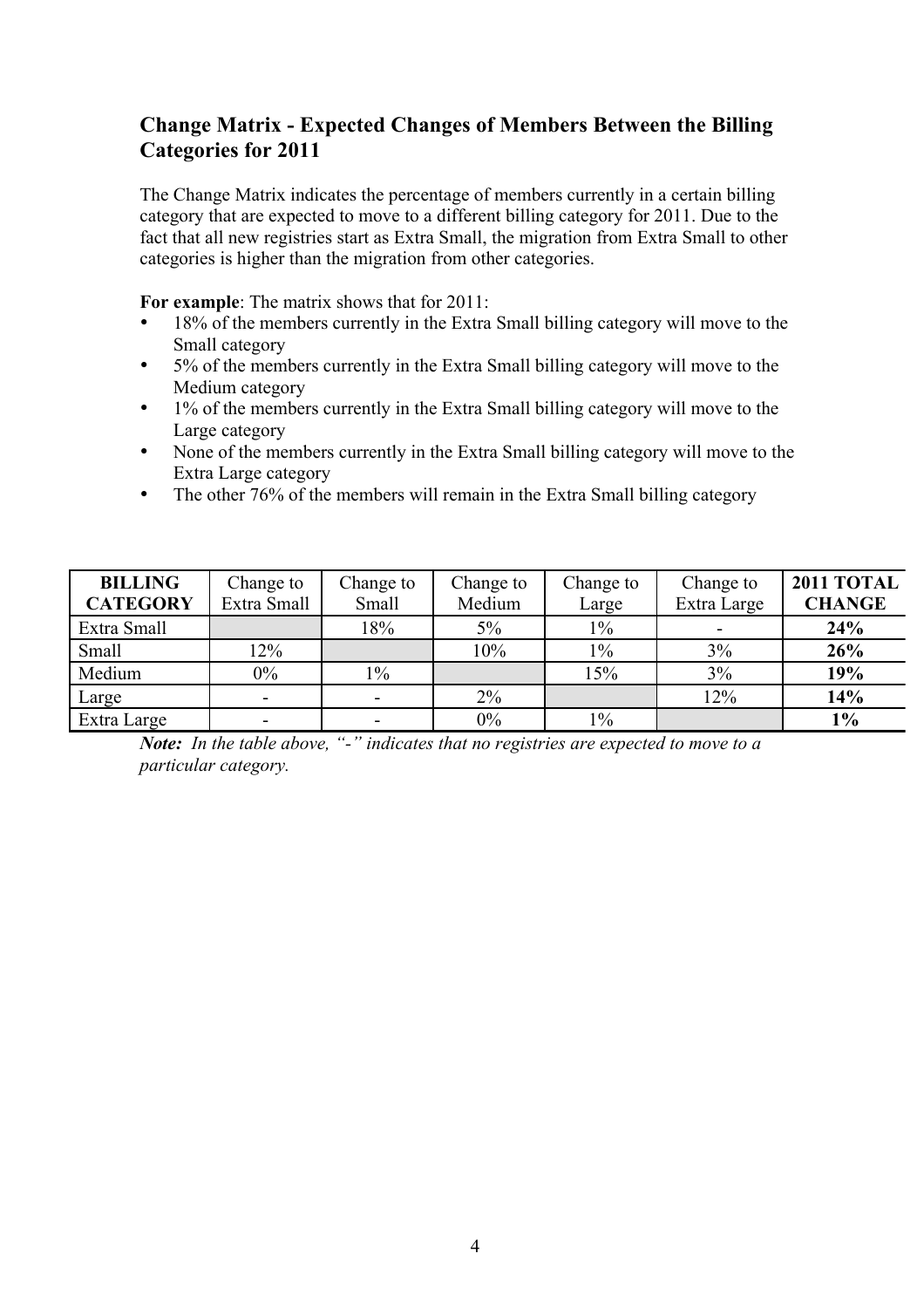## Change Matrix - Expected Changes of Members Between the Billing Categories for 2011

The Change Matrix indicates the percentage of members currently in a certain billing category that are expected to move to a different billing category for 2011. Due to the fact that all new registries start as Extra Small, the migration from Extra Small to other categories is higher than the migration from other categories.

**For example**: The matrix shows that for 2011:

- 18% of the members currently in the Extra Small billing category will move to the Small category
- 5% of the members currently in the Extra Small billing category will move to the Medium category
- 1% of the members currently in the Extra Small billing category will move to the Large category
- None of the members currently in the Extra Small billing category will move to the Extra Large category
- The other 76% of the members will remain in the Extra Small billing category

| **BILLING CATEGORY** | Change to Extra Small | Change to Small | Change to Medium | Change to Large | Change to Extra Large | **2011 TOTAL CHANGE** |
|---|---|---|---|---|---|---|
| Extra Small | | 18% | 5% | 1% | - | **24%** |
| Small | 12% | | 10% | 1% | 3% | **26%** |
| Medium | 0% | 1% | | 15% | 3% | **19%** |
| Large | - | - | 2% | | 12% | **14%** |
| Extra Large | - | - | 0% | 1% | | **1%** |

***Note:*** *In the table above, "-" indicates that no registries are expected to move to a particular category.*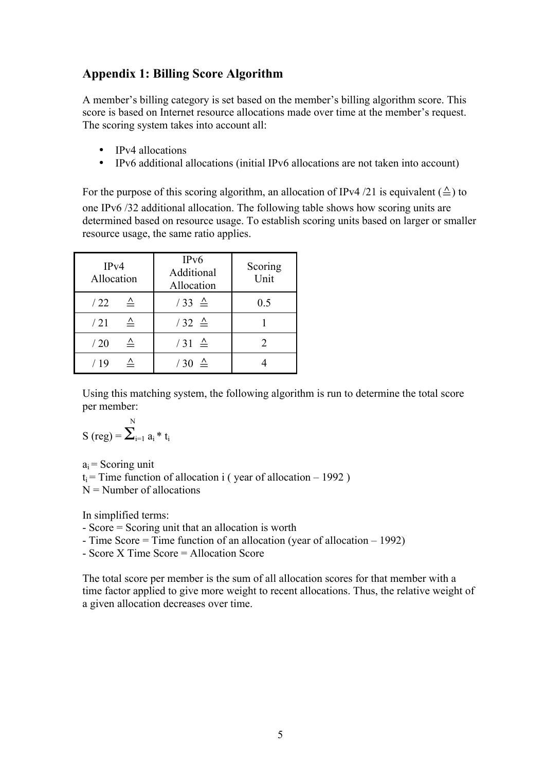## Appendix 1: Billing Score Algorithm

A member's billing category is set based on the member's billing algorithm score. This score is based on Internet resource allocations made over time at the member's request. The scoring system takes into account all:

- IPv4 allocations
- IPv6 additional allocations (initial IPv6 allocations are not taken into account)

For the purpose of this scoring algorithm, an allocation of IPv4 /21 is equivalent (≙) to one IPv6 /32 additional allocation. The following table shows how scoring units are determined based on resource usage. To establish scoring units based on larger or smaller resource usage, the same ratio applies.

| IPv4 Allocation | IPv6 Additional Allocation | Scoring Unit |
|---|---|---|
| / 22 ≙ | / 33 ≙ | 0.5 |
| / 21 ≙ | / 32 ≙ | 1 |
| / 20 ≙ | / 31 ≙ | 2 |
| / 19 ≙ | / 30 ≙ | 4 |

Using this matching system, the following algorithm is run to determine the total score per member:

$$S\,(reg) = \sum_{i=1}^{N} a_i * t_i$$

$a_i$ = Scoring unit
$t_i$ = Time function of allocation i ( year of allocation – 1992 )
N = Number of allocations

In simplified terms:
- Score = Scoring unit that an allocation is worth
- Time Score = Time function of an allocation (year of allocation – 1992)
- Score X Time Score = Allocation Score

The total score per member is the sum of all allocation scores for that member with a time factor applied to give more weight to recent allocations. Thus, the relative weight of a given allocation decreases over time.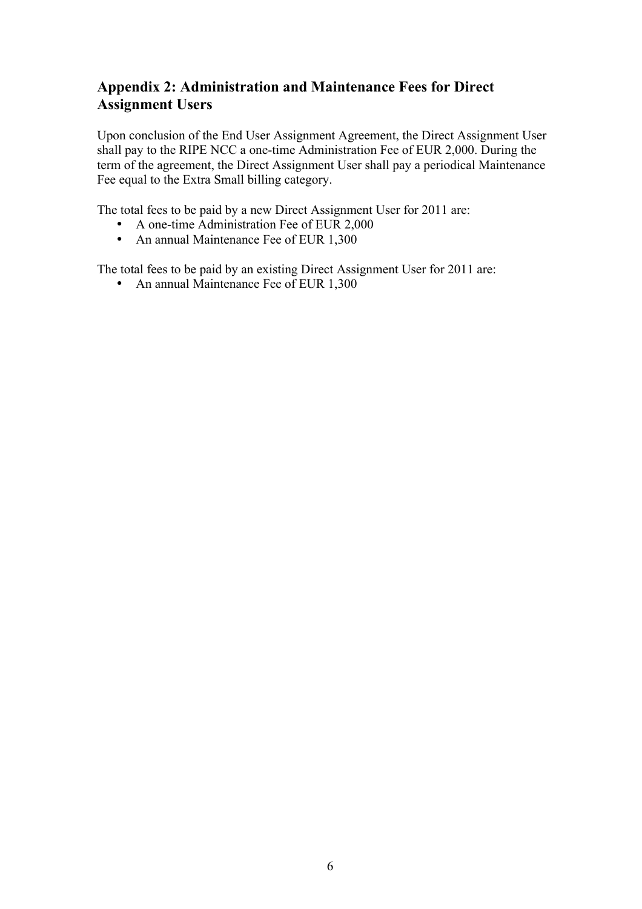## Appendix 2: Administration and Maintenance Fees for Direct Assignment Users

Upon conclusion of the End User Assignment Agreement, the Direct Assignment User shall pay to the RIPE NCC a one-time Administration Fee of EUR 2,000. During the term of the agreement, the Direct Assignment User shall pay a periodical Maintenance Fee equal to the Extra Small billing category.

The total fees to be paid by a new Direct Assignment User for 2011 are:

- A one-time Administration Fee of EUR 2,000
- An annual Maintenance Fee of EUR 1,300

The total fees to be paid by an existing Direct Assignment User for 2011 are:

- An annual Maintenance Fee of EUR 1,300